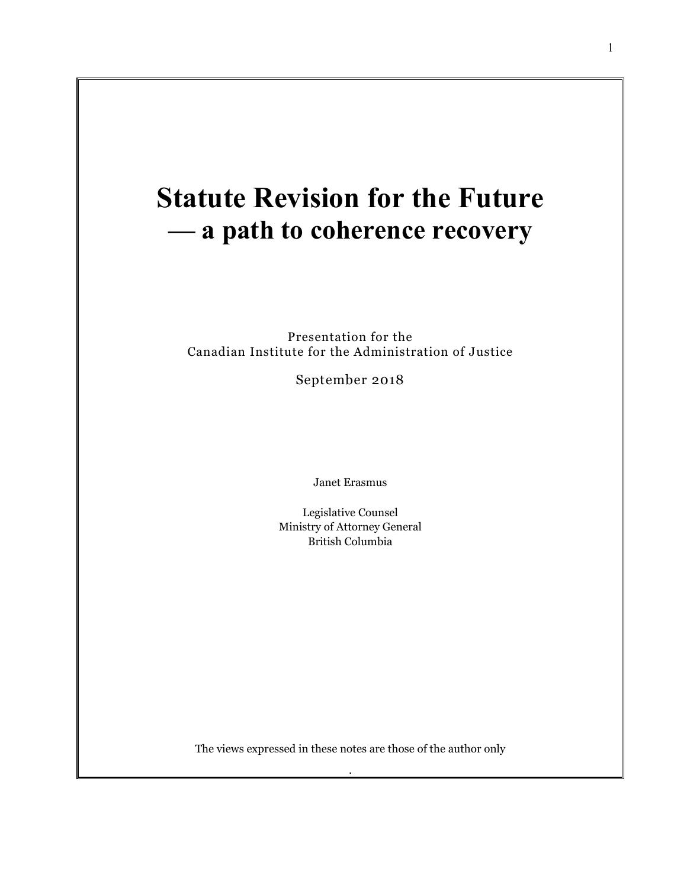# Statute Revision for the Future — a path to coherence recovery

Presentation for the
Canadian Institute for the Administration of Justice

September 2018

Janet Erasmus

Legislative Counsel
Ministry of Attorney General
British Columbia

The views expressed in these notes are those of the author only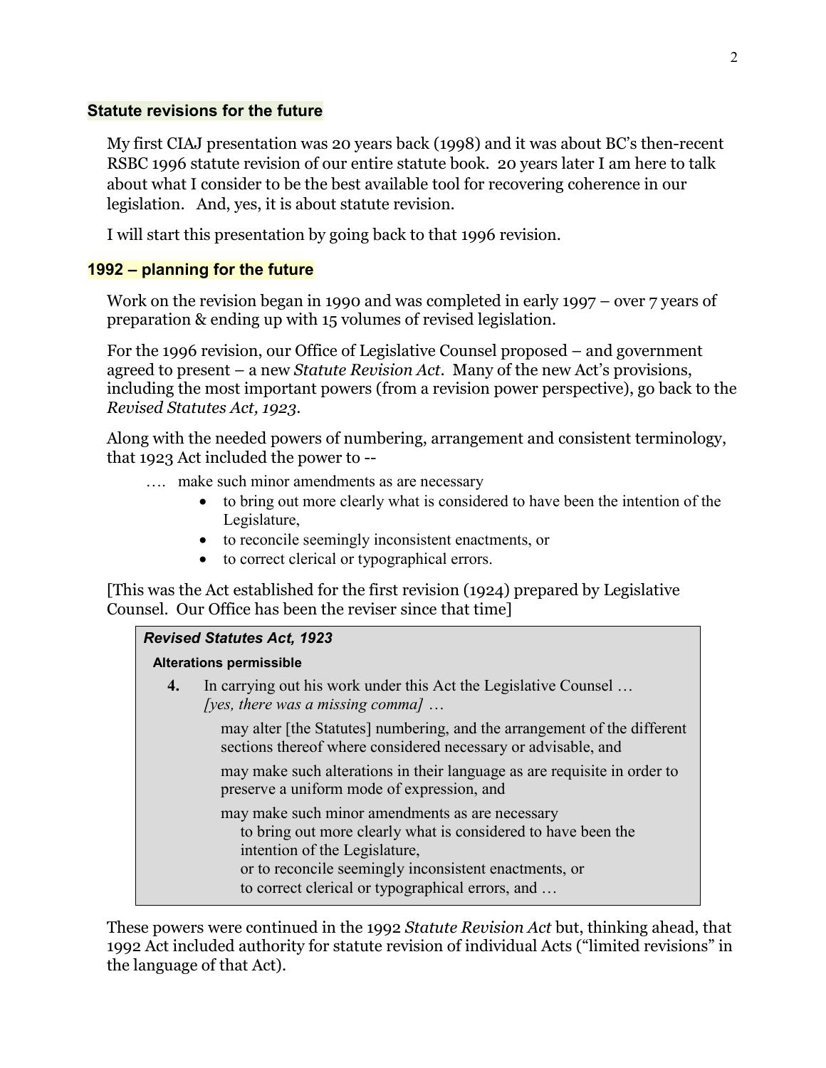## Statute revisions for the future

My first CIAJ presentation was 20 years back (1998) and it was about BC's then-recent RSBC 1996 statute revision of our entire statute book. 20 years later I am here to talk about what I consider to be the best available tool for recovering coherence in our legislation. And, yes, it is about statute revision.

I will start this presentation by going back to that 1996 revision.

## 1992 – planning for the future

Work on the revision began in 1990 and was completed in early 1997 – over 7 years of preparation & ending up with 15 volumes of revised legislation.

For the 1996 revision, our Office of Legislative Counsel proposed – and government agreed to present – a new *Statute Revision Act*. Many of the new Act's provisions, including the most important powers (from a revision power perspective), go back to the *Revised Statutes Act, 1923*.

Along with the needed powers of numbering, arrangement and consistent terminology, that 1923 Act included the power to --

…. make such minor amendments as are necessary

- to bring out more clearly what is considered to have been the intention of the Legislature,
- to reconcile seemingly inconsistent enactments, or
- to correct clerical or typographical errors.

[This was the Act established for the first revision (1924) prepared by Legislative Counsel. Our Office has been the reviser since that time]

> ***Revised Statutes Act, 1923***
>
> **Alterations permissible**
>
> **4.** In carrying out his work under this Act the Legislative Counsel … *[yes, there was a missing comma]* …
>
> may alter [the Statutes] numbering, and the arrangement of the different sections thereof where considered necessary or advisable, and
>
> may make such alterations in their language as are requisite in order to preserve a uniform mode of expression, and
>
> may make such minor amendments as are necessary
> to bring out more clearly what is considered to have been the intention of the Legislature,
> or to reconcile seemingly inconsistent enactments, or
> to correct clerical or typographical errors, and …

These powers were continued in the 1992 *Statute Revision Act* but, thinking ahead, that 1992 Act included authority for statute revision of individual Acts ("limited revisions" in the language of that Act).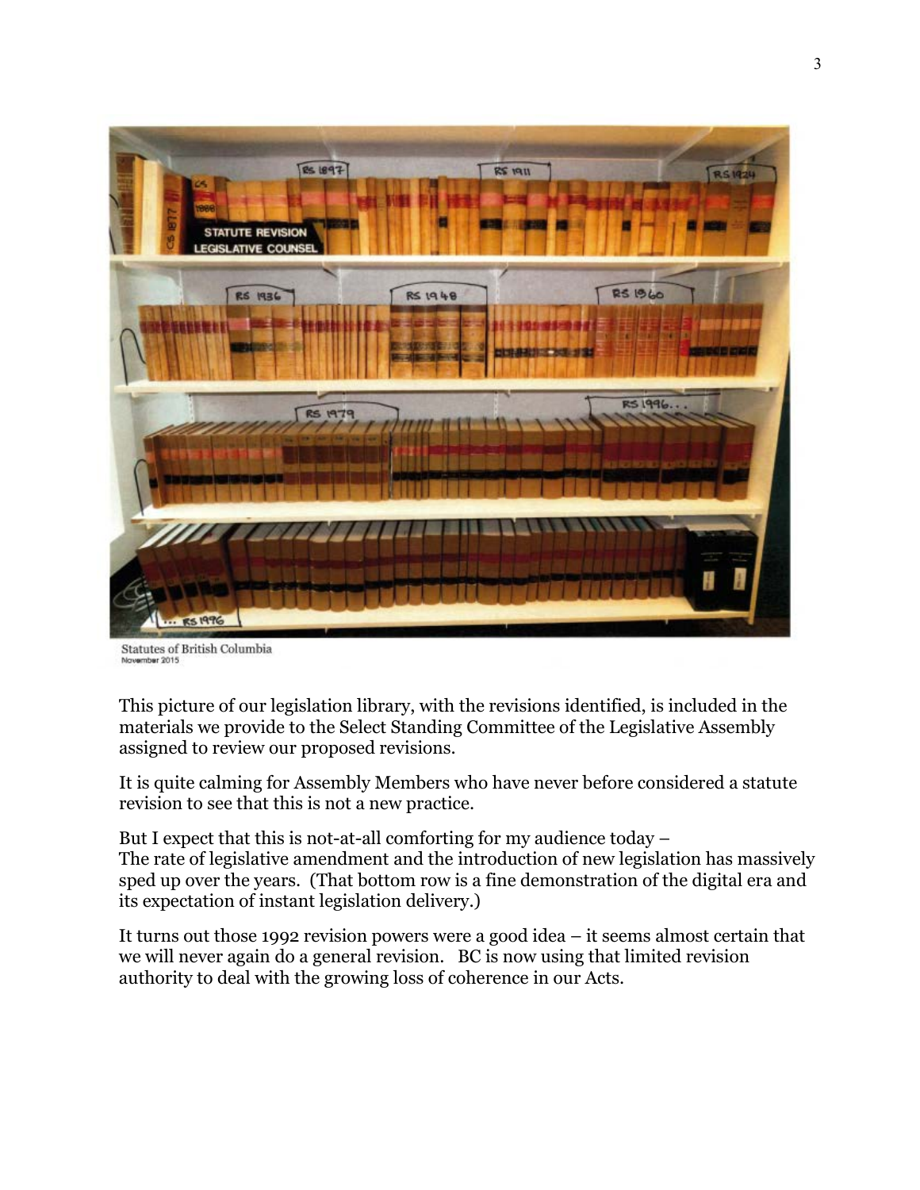Statutes of British Columbia
November 2015

This picture of our legislation library, with the revisions identified, is included in the materials we provide to the Select Standing Committee of the Legislative Assembly assigned to review our proposed revisions.

It is quite calming for Assembly Members who have never before considered a statute revision to see that this is not a new practice.

But I expect that this is not-at-all comforting for my audience today –
The rate of legislative amendment and the introduction of new legislation has massively sped up over the years. (That bottom row is a fine demonstration of the digital era and its expectation of instant legislation delivery.)

It turns out those 1992 revision powers were a good idea – it seems almost certain that we will never again do a general revision. BC is now using that limited revision authority to deal with the growing loss of coherence in our Acts.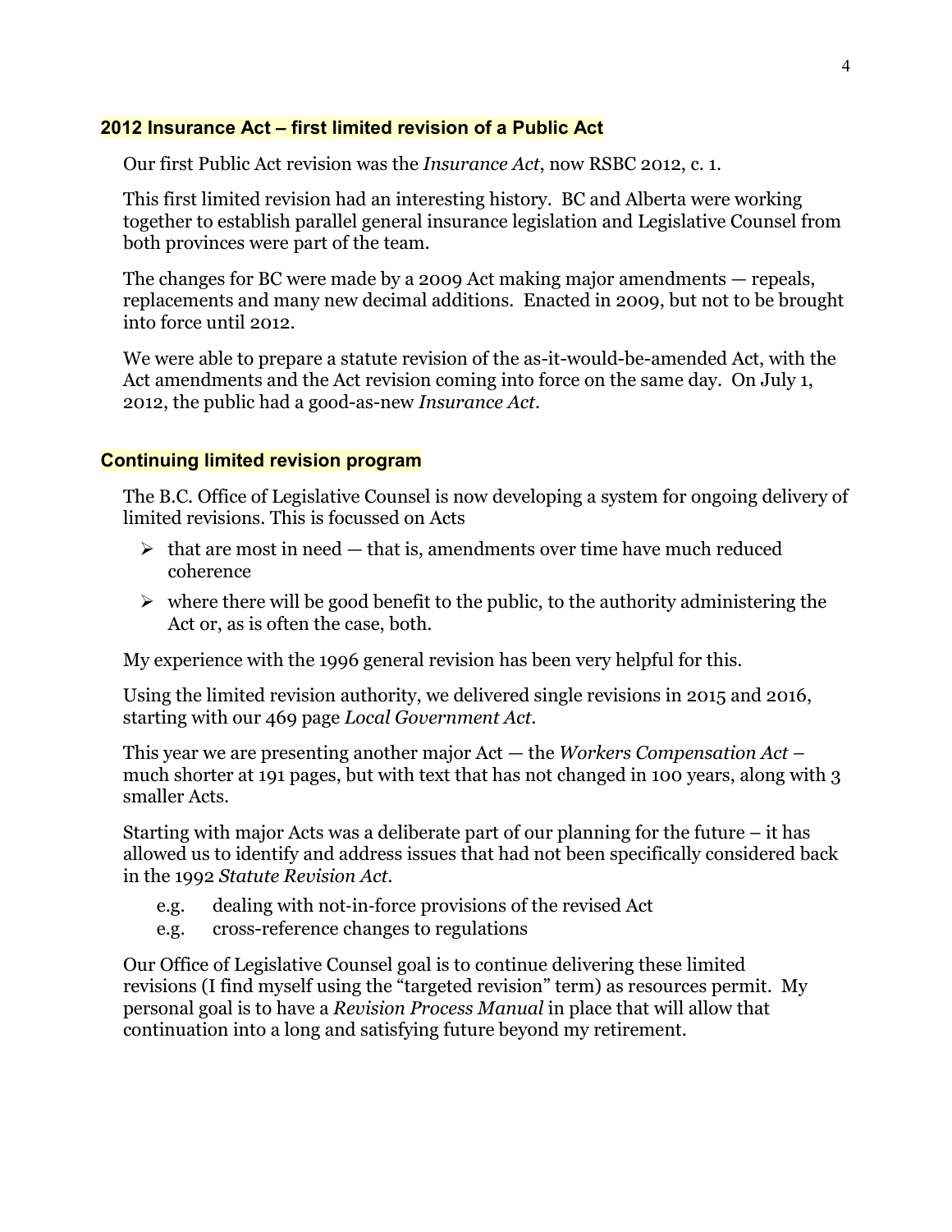## 2012 Insurance Act – first limited revision of a Public Act

Our first Public Act revision was the *Insurance Act*, now RSBC 2012, c. 1.

This first limited revision had an interesting history. BC and Alberta were working together to establish parallel general insurance legislation and Legislative Counsel from both provinces were part of the team.

The changes for BC were made by a 2009 Act making major amendments — repeals, replacements and many new decimal additions. Enacted in 2009, but not to be brought into force until 2012.

We were able to prepare a statute revision of the as-it-would-be-amended Act, with the Act amendments and the Act revision coming into force on the same day. On July 1, 2012, the public had a good-as-new *Insurance Act*.

## Continuing limited revision program

The B.C. Office of Legislative Counsel is now developing a system for ongoing delivery of limited revisions. This is focussed on Acts

- that are most in need — that is, amendments over time have much reduced coherence
- where there will be good benefit to the public, to the authority administering the Act or, as is often the case, both.

My experience with the 1996 general revision has been very helpful for this.

Using the limited revision authority, we delivered single revisions in 2015 and 2016, starting with our 469 page *Local Government Act*.

This year we are presenting another major Act — the *Workers Compensation Act* – much shorter at 191 pages, but with text that has not changed in 100 years, along with 3 smaller Acts.

Starting with major Acts was a deliberate part of our planning for the future – it has allowed us to identify and address issues that had not been specifically considered back in the 1992 *Statute Revision Act*.

e.g. dealing with not-in-force provisions of the revised Act
e.g. cross-reference changes to regulations

Our Office of Legislative Counsel goal is to continue delivering these limited revisions (I find myself using the "targeted revision" term) as resources permit. My personal goal is to have a *Revision Process Manual* in place that will allow that continuation into a long and satisfying future beyond my retirement.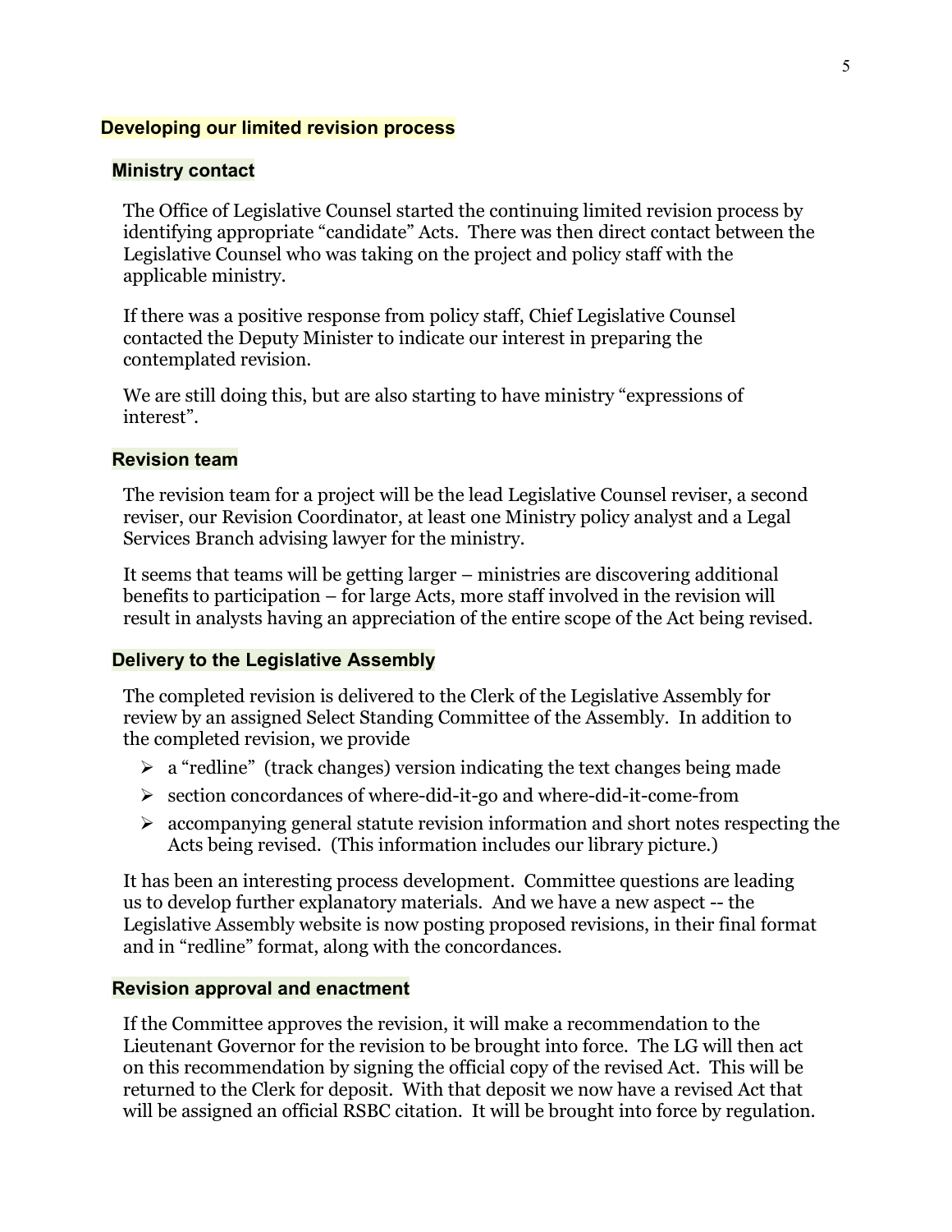## Developing our limited revision process

### Ministry contact

The Office of Legislative Counsel started the continuing limited revision process by identifying appropriate "candidate" Acts. There was then direct contact between the Legislative Counsel who was taking on the project and policy staff with the applicable ministry.

If there was a positive response from policy staff, Chief Legislative Counsel contacted the Deputy Minister to indicate our interest in preparing the contemplated revision.

We are still doing this, but are also starting to have ministry "expressions of interest".

### Revision team

The revision team for a project will be the lead Legislative Counsel reviser, a second reviser, our Revision Coordinator, at least one Ministry policy analyst and a Legal Services Branch advising lawyer for the ministry.

It seems that teams will be getting larger – ministries are discovering additional benefits to participation – for large Acts, more staff involved in the revision will result in analysts having an appreciation of the entire scope of the Act being revised.

### Delivery to the Legislative Assembly

The completed revision is delivered to the Clerk of the Legislative Assembly for review by an assigned Select Standing Committee of the Assembly. In addition to the completed revision, we provide

- a "redline" (track changes) version indicating the text changes being made
- section concordances of where-did-it-go and where-did-it-come-from
- accompanying general statute revision information and short notes respecting the Acts being revised. (This information includes our library picture.)

It has been an interesting process development. Committee questions are leading us to develop further explanatory materials. And we have a new aspect -- the Legislative Assembly website is now posting proposed revisions, in their final format and in "redline" format, along with the concordances.

### Revision approval and enactment

If the Committee approves the revision, it will make a recommendation to the Lieutenant Governor for the revision to be brought into force. The LG will then act on this recommendation by signing the official copy of the revised Act. This will be returned to the Clerk for deposit. With that deposit we now have a revised Act that will be assigned an official RSBC citation. It will be brought into force by regulation.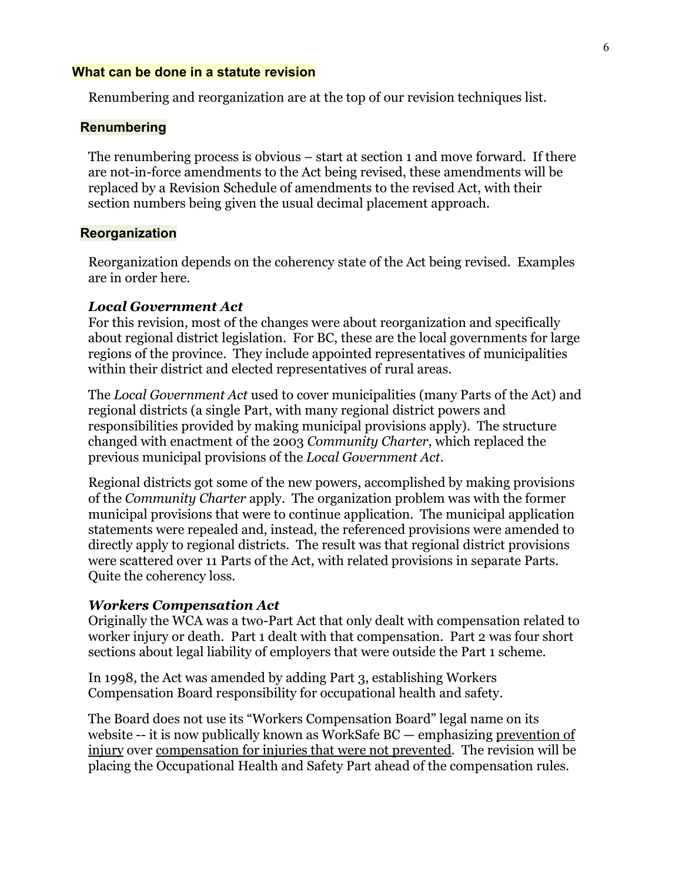## What can be done in a statute revision

Renumbering and reorganization are at the top of our revision techniques list.

### Renumbering

The renumbering process is obvious – start at section 1 and move forward. If there are not-in-force amendments to the Act being revised, these amendments will be replaced by a Revision Schedule of amendments to the revised Act, with their section numbers being given the usual decimal placement approach.

### Reorganization

Reorganization depends on the coherency state of the Act being revised. Examples are in order here.

#### *Local Government Act*

For this revision, most of the changes were about reorganization and specifically about regional district legislation. For BC, these are the local governments for large regions of the province. They include appointed representatives of municipalities within their district and elected representatives of rural areas.

The *Local Government Act* used to cover municipalities (many Parts of the Act) and regional districts (a single Part, with many regional district powers and responsibilities provided by making municipal provisions apply). The structure changed with enactment of the 2003 *Community Charter*, which replaced the previous municipal provisions of the *Local Government Act*.

Regional districts got some of the new powers, accomplished by making provisions of the *Community Charter* apply. The organization problem was with the former municipal provisions that were to continue application. The municipal application statements were repealed and, instead, the referenced provisions were amended to directly apply to regional districts. The result was that regional district provisions were scattered over 11 Parts of the Act, with related provisions in separate Parts. Quite the coherency loss.

#### *Workers Compensation Act*

Originally the WCA was a two-Part Act that only dealt with compensation related to worker injury or death. Part 1 dealt with that compensation. Part 2 was four short sections about legal liability of employers that were outside the Part 1 scheme.

In 1998, the Act was amended by adding Part 3, establishing Workers Compensation Board responsibility for occupational health and safety.

The Board does not use its "Workers Compensation Board" legal name on its website -- it is now publically known as WorkSafe BC — emphasizing prevention of injury over compensation for injuries that were not prevented. The revision will be placing the Occupational Health and Safety Part ahead of the compensation rules.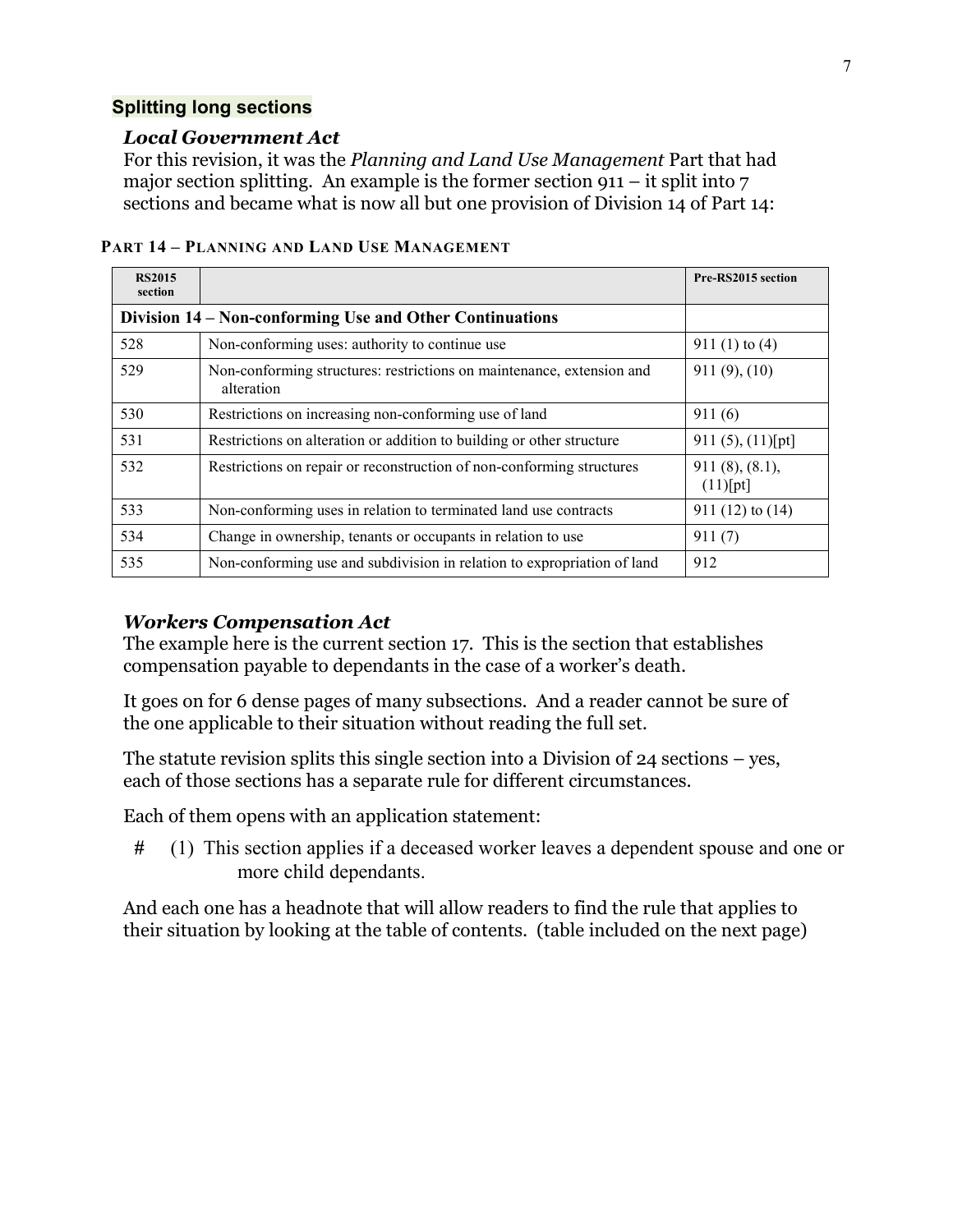## Splitting long sections

### *Local Government Act*

For this revision, it was the *Planning and Land Use Management* Part that had major section splitting. An example is the former section 911 – it split into 7 sections and became what is now all but one provision of Division 14 of Part 14:

**PART 14 – PLANNING AND LAND USE MANAGEMENT**

| RS2015 section | | Pre-RS2015 section |
|---|---|---|
| **Division 14 – Non-conforming Use and Other Continuations** | | |
| 528 | Non-conforming uses: authority to continue use | 911 (1) to (4) |
| 529 | Non-conforming structures: restrictions on maintenance, extension and alteration | 911 (9), (10) |
| 530 | Restrictions on increasing non-conforming use of land | 911 (6) |
| 531 | Restrictions on alteration or addition to building or other structure | 911 (5), (11)[pt] |
| 532 | Restrictions on repair or reconstruction of non-conforming structures | 911 (8), (8.1), (11)[pt] |
| 533 | Non-conforming uses in relation to terminated land use contracts | 911 (12) to (14) |
| 534 | Change in ownership, tenants or occupants in relation to use | 911 (7) |
| 535 | Non-conforming use and subdivision in relation to expropriation of land | 912 |

### *Workers Compensation Act*

The example here is the current section 17. This is the section that establishes compensation payable to dependants in the case of a worker's death.

It goes on for 6 dense pages of many subsections. And a reader cannot be sure of the one applicable to their situation without reading the full set.

The statute revision splits this single section into a Division of 24 sections – yes, each of those sections has a separate rule for different circumstances.

Each of them opens with an application statement:

> \#   (1) This section applies if a deceased worker leaves a dependent spouse and one or more child dependants.

And each one has a headnote that will allow readers to find the rule that applies to their situation by looking at the table of contents. (table included on the next page)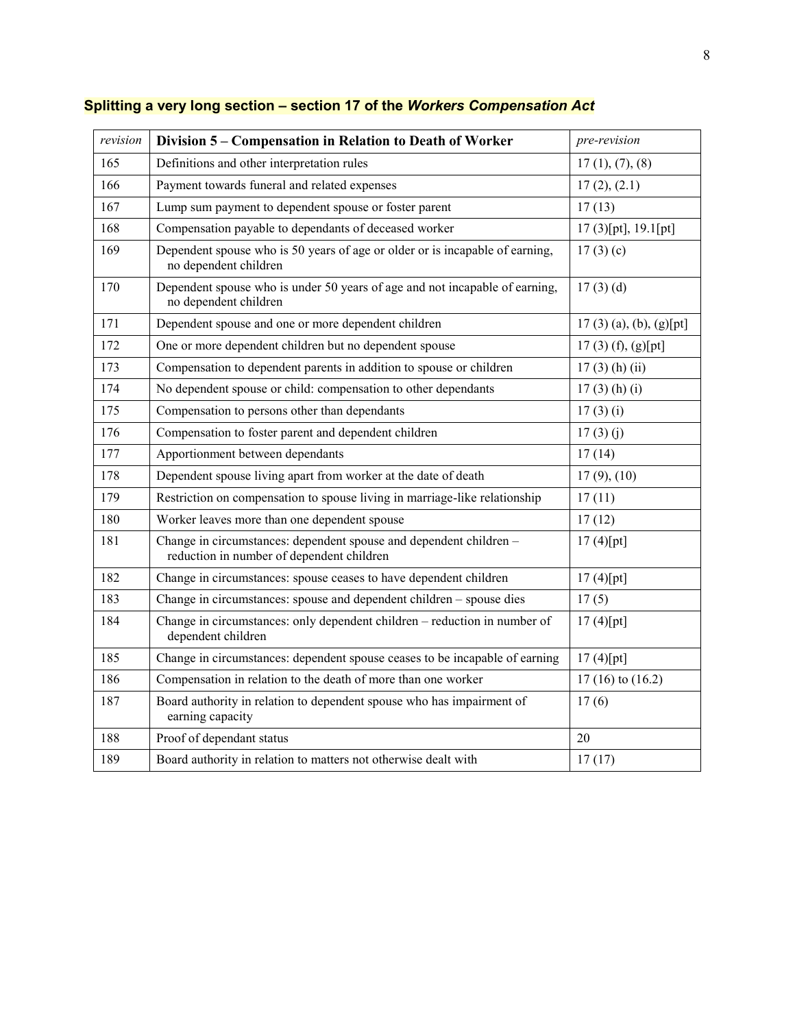## Splitting a very long section – section 17 of the *Workers Compensation Act*

| *revision* | **Division 5 – Compensation in Relation to Death of Worker** | *pre-revision* |
|---|---|---|
| 165 | Definitions and other interpretation rules | 17 (1), (7), (8) |
| 166 | Payment towards funeral and related expenses | 17 (2), (2.1) |
| 167 | Lump sum payment to dependent spouse or foster parent | 17 (13) |
| 168 | Compensation payable to dependants of deceased worker | 17 (3)[pt], 19.1[pt] |
| 169 | Dependent spouse who is 50 years of age or older or is incapable of earning, no dependent children | 17 (3) (c) |
| 170 | Dependent spouse who is under 50 years of age and not incapable of earning, no dependent children | 17 (3) (d) |
| 171 | Dependent spouse and one or more dependent children | 17 (3) (a), (b), (g)[pt] |
| 172 | One or more dependent children but no dependent spouse | 17 (3) (f), (g)[pt] |
| 173 | Compensation to dependent parents in addition to spouse or children | 17 (3) (h) (ii) |
| 174 | No dependent spouse or child: compensation to other dependants | 17 (3) (h) (i) |
| 175 | Compensation to persons other than dependants | 17 (3) (i) |
| 176 | Compensation to foster parent and dependent children | 17 (3) (j) |
| 177 | Apportionment between dependants | 17 (14) |
| 178 | Dependent spouse living apart from worker at the date of death | 17 (9), (10) |
| 179 | Restriction on compensation to spouse living in marriage-like relationship | 17 (11) |
| 180 | Worker leaves more than one dependent spouse | 17 (12) |
| 181 | Change in circumstances: dependent spouse and dependent children – reduction in number of dependent children | 17 (4)[pt] |
| 182 | Change in circumstances: spouse ceases to have dependent children | 17 (4)[pt] |
| 183 | Change in circumstances: spouse and dependent children – spouse dies | 17 (5) |
| 184 | Change in circumstances: only dependent children – reduction in number of dependent children | 17 (4)[pt] |
| 185 | Change in circumstances: dependent spouse ceases to be incapable of earning | 17 (4)[pt] |
| 186 | Compensation in relation to the death of more than one worker | 17 (16) to (16.2) |
| 187 | Board authority in relation to dependent spouse who has impairment of earning capacity | 17 (6) |
| 188 | Proof of dependant status | 20 |
| 189 | Board authority in relation to matters not otherwise dealt with | 17 (17) |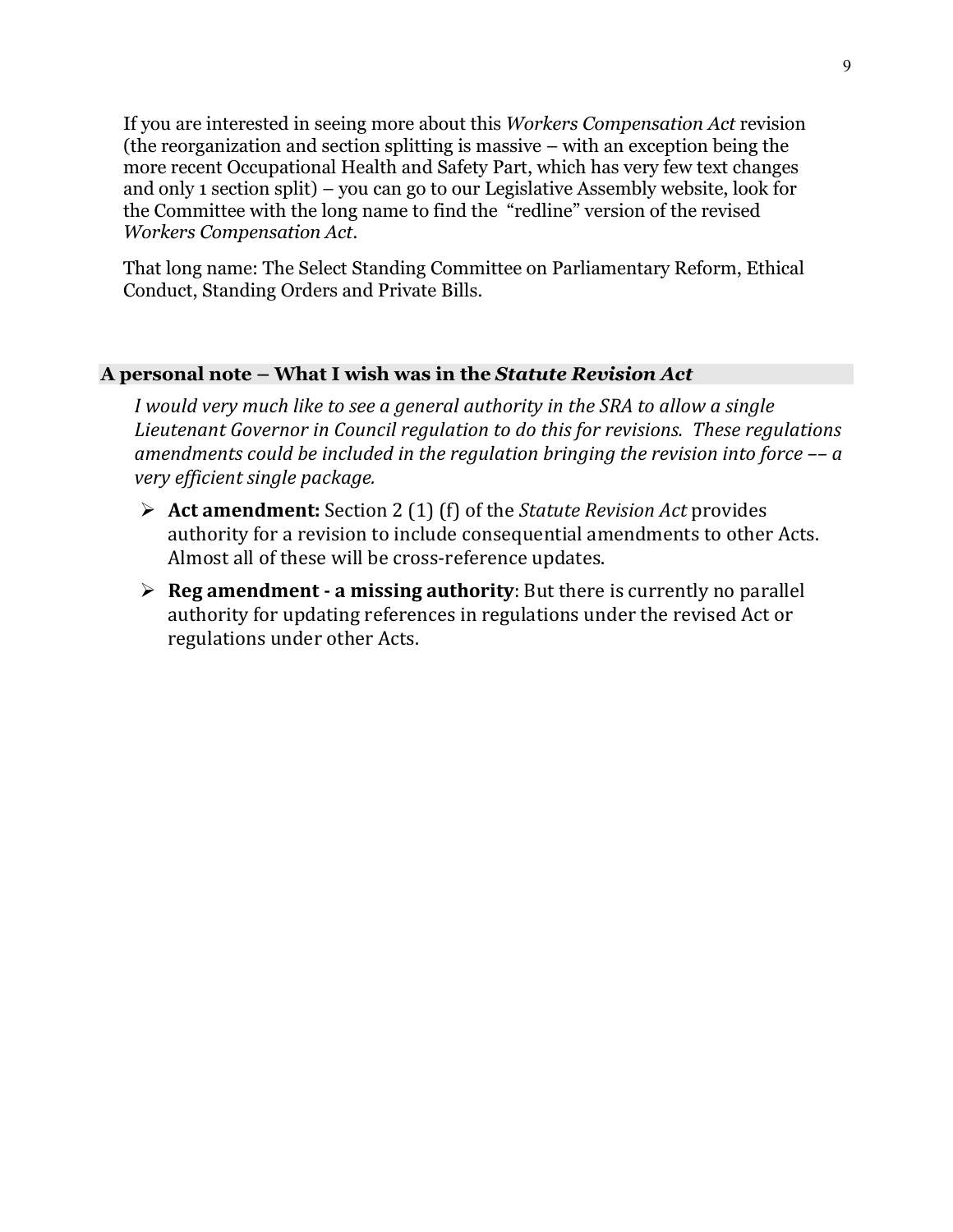If you are interested in seeing more about this *Workers Compensation Act* revision (the reorganization and section splitting is massive – with an exception being the more recent Occupational Health and Safety Part, which has very few text changes and only 1 section split) – you can go to our Legislative Assembly website, look for the Committee with the long name to find the "redline" version of the revised *Workers Compensation Act*.

That long name: The Select Standing Committee on Parliamentary Reform, Ethical Conduct, Standing Orders and Private Bills.

## A personal note – What I wish was in the *Statute Revision Act*

*I would very much like to see a general authority in the SRA to allow a single Lieutenant Governor in Council regulation to do this for revisions. These regulations amendments could be included in the regulation bringing the revision into force –– a very efficient single package.*

- **Act amendment:** Section 2 (1) (f) of the *Statute Revision Act* provides authority for a revision to include consequential amendments to other Acts. Almost all of these will be cross-reference updates.
- **Reg amendment - a missing authority**: But there is currently no parallel authority for updating references in regulations under the revised Act or regulations under other Acts.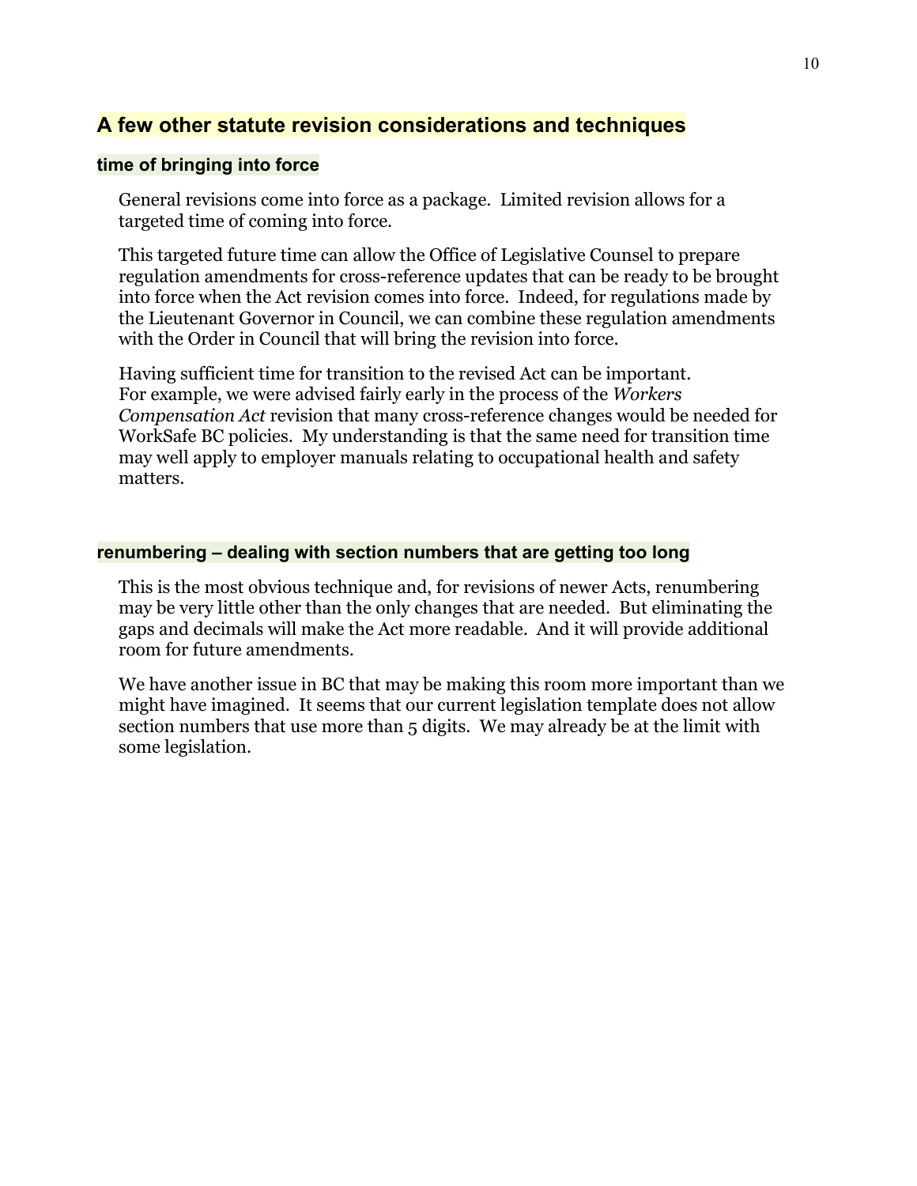## A few other statute revision considerations and techniques

### time of bringing into force

General revisions come into force as a package. Limited revision allows for a targeted time of coming into force.

This targeted future time can allow the Office of Legislative Counsel to prepare regulation amendments for cross-reference updates that can be ready to be brought into force when the Act revision comes into force. Indeed, for regulations made by the Lieutenant Governor in Council, we can combine these regulation amendments with the Order in Council that will bring the revision into force.

Having sufficient time for transition to the revised Act can be important. For example, we were advised fairly early in the process of the *Workers Compensation Act* revision that many cross-reference changes would be needed for WorkSafe BC policies. My understanding is that the same need for transition time may well apply to employer manuals relating to occupational health and safety matters.

### renumbering – dealing with section numbers that are getting too long

This is the most obvious technique and, for revisions of newer Acts, renumbering may be very little other than the only changes that are needed. But eliminating the gaps and decimals will make the Act more readable. And it will provide additional room for future amendments.

We have another issue in BC that may be making this room more important than we might have imagined. It seems that our current legislation template does not allow section numbers that use more than 5 digits. We may already be at the limit with some legislation.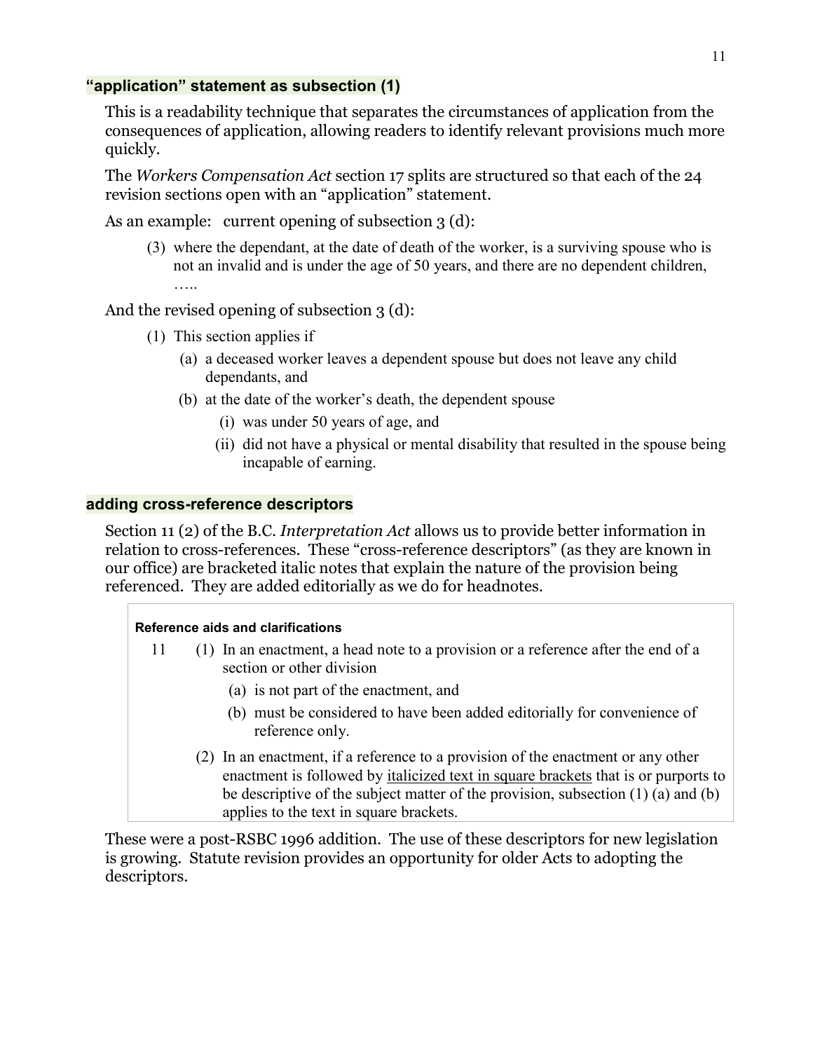### "application" statement as subsection (1)

This is a readability technique that separates the circumstances of application from the consequences of application, allowing readers to identify relevant provisions much more quickly.

The *Workers Compensation Act* section 17 splits are structured so that each of the 24 revision sections open with an "application" statement.

As an example: current opening of subsection 3 (d):

> (3) where the dependant, at the date of death of the worker, is a surviving spouse who is not an invalid and is under the age of 50 years, and there are no dependent children, …..

And the revised opening of subsection 3 (d):

> (1) This section applies if
>
> (a) a deceased worker leaves a dependent spouse but does not leave any child dependants, and
>
> (b) at the date of the worker's death, the dependent spouse
>
> (i) was under 50 years of age, and
>
> (ii) did not have a physical or mental disability that resulted in the spouse being incapable of earning.

### adding cross-reference descriptors

Section 11 (2) of the B.C. *Interpretation Act* allows us to provide better information in relation to cross-references. These "cross-reference descriptors" (as they are known in our office) are bracketed italic notes that explain the nature of the provision being referenced. They are added editorially as we do for headnotes.

> **Reference aids and clarifications**
>
> 11 (1) In an enactment, a head note to a provision or a reference after the end of a section or other division
>
> (a) is not part of the enactment, and
>
> (b) must be considered to have been added editorially for convenience of reference only.
>
> (2) In an enactment, if a reference to a provision of the enactment or any other enactment is followed by <u>italicized text in square brackets</u> that is or purports to be descriptive of the subject matter of the provision, subsection (1) (a) and (b) applies to the text in square brackets.

These were a post-RSBC 1996 addition. The use of these descriptors for new legislation is growing. Statute revision provides an opportunity for older Acts to adopting the descriptors.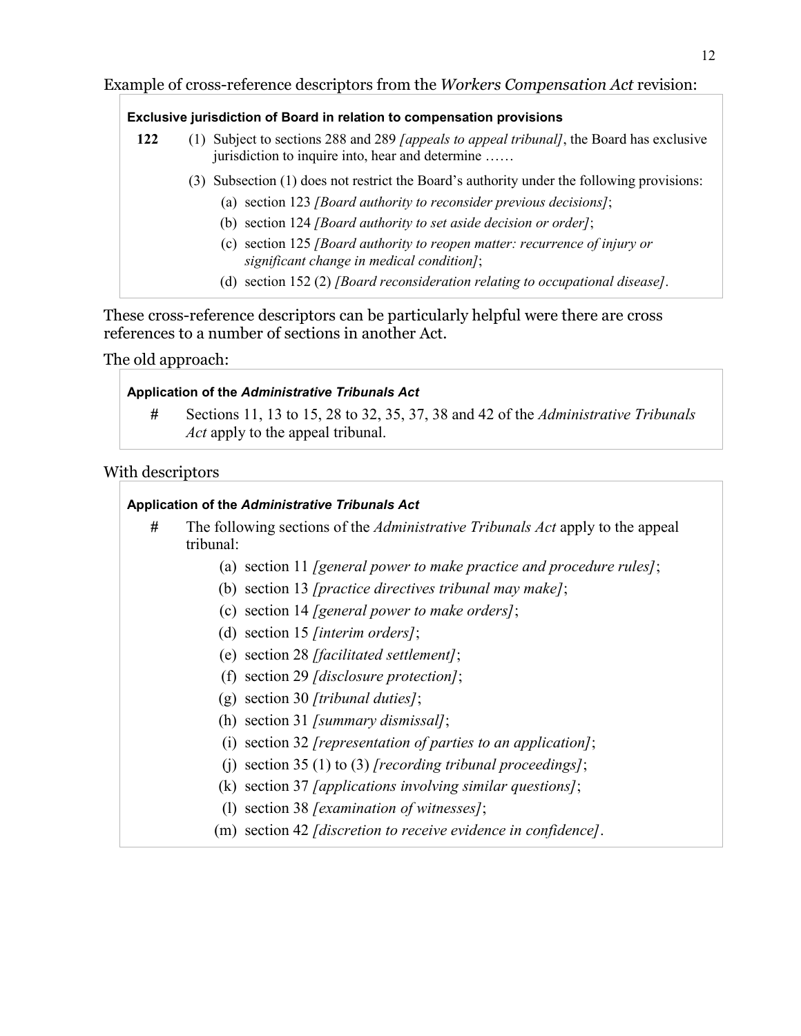Example of cross-reference descriptors from the *Workers Compensation Act* revision:

**Exclusive jurisdiction of Board in relation to compensation provisions**

**122** (1) Subject to sections 288 and 289 *[appeals to appeal tribunal]*, the Board has exclusive jurisdiction to inquire into, hear and determine ……

(3) Subsection (1) does not restrict the Board's authority under the following provisions:

(a) section 123 *[Board authority to reconsider previous decisions]*;

(b) section 124 *[Board authority to set aside decision or order]*;

(c) section 125 *[Board authority to reopen matter: recurrence of injury or significant change in medical condition]*;

(d) section 152 (2) *[Board reconsideration relating to occupational disease]*.

These cross-reference descriptors can be particularly helpful were there are cross references to a number of sections in another Act.

The old approach:

**Application of the *Administrative Tribunals Act***

# Sections 11, 13 to 15, 28 to 32, 35, 37, 38 and 42 of the *Administrative Tribunals Act* apply to the appeal tribunal.

With descriptors

**Application of the *Administrative Tribunals Act***

# The following sections of the *Administrative Tribunals Act* apply to the appeal tribunal:

(a) section 11 *[general power to make practice and procedure rules]*;

(b) section 13 *[practice directives tribunal may make]*;

(c) section 14 *[general power to make orders]*;

(d) section 15 *[interim orders]*;

(e) section 28 *[facilitated settlement]*;

(f) section 29 *[disclosure protection]*;

(g) section 30 *[tribunal duties]*;

(h) section 31 *[summary dismissal]*;

(i) section 32 *[representation of parties to an application]*;

(j) section 35 (1) to (3) *[recording tribunal proceedings]*;

(k) section 37 *[applications involving similar questions]*;

(l) section 38 *[examination of witnesses]*;

(m) section 42 *[discretion to receive evidence in confidence]*.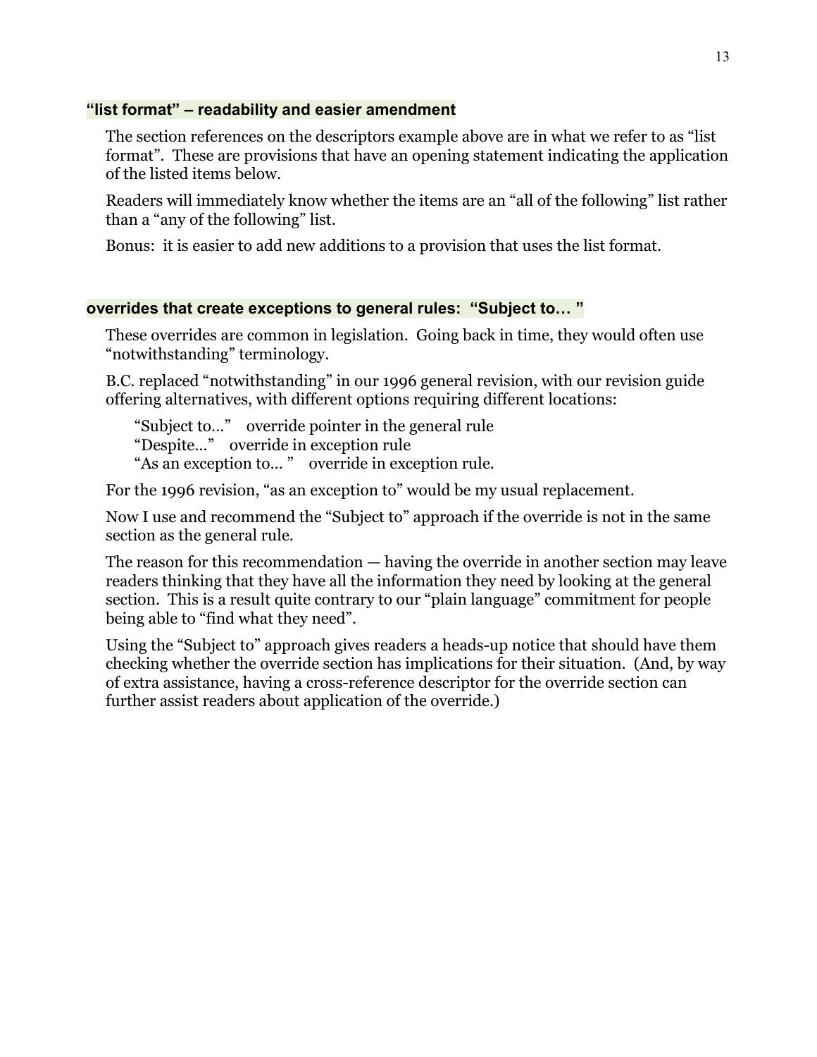### "list format" – readability and easier amendment

The section references on the descriptors example above are in what we refer to as "list format". These are provisions that have an opening statement indicating the application of the listed items below.

Readers will immediately know whether the items are an "all of the following" list rather than a "any of the following" list.

Bonus: it is easier to add new additions to a provision that uses the list format.

### overrides that create exceptions to general rules: "Subject to… "

These overrides are common in legislation. Going back in time, they would often use "notwithstanding" terminology.

B.C. replaced "notwithstanding" in our 1996 general revision, with our revision guide offering alternatives, with different options requiring different locations:

"Subject to…" override pointer in the general rule
"Despite…" override in exception rule
"As an exception to… " override in exception rule.

For the 1996 revision, "as an exception to" would be my usual replacement.

Now I use and recommend the "Subject to" approach if the override is not in the same section as the general rule.

The reason for this recommendation — having the override in another section may leave readers thinking that they have all the information they need by looking at the general section. This is a result quite contrary to our "plain language" commitment for people being able to "find what they need".

Using the "Subject to" approach gives readers a heads-up notice that should have them checking whether the override section has implications for their situation. (And, by way of extra assistance, having a cross-reference descriptor for the override section can further assist readers about application of the override.)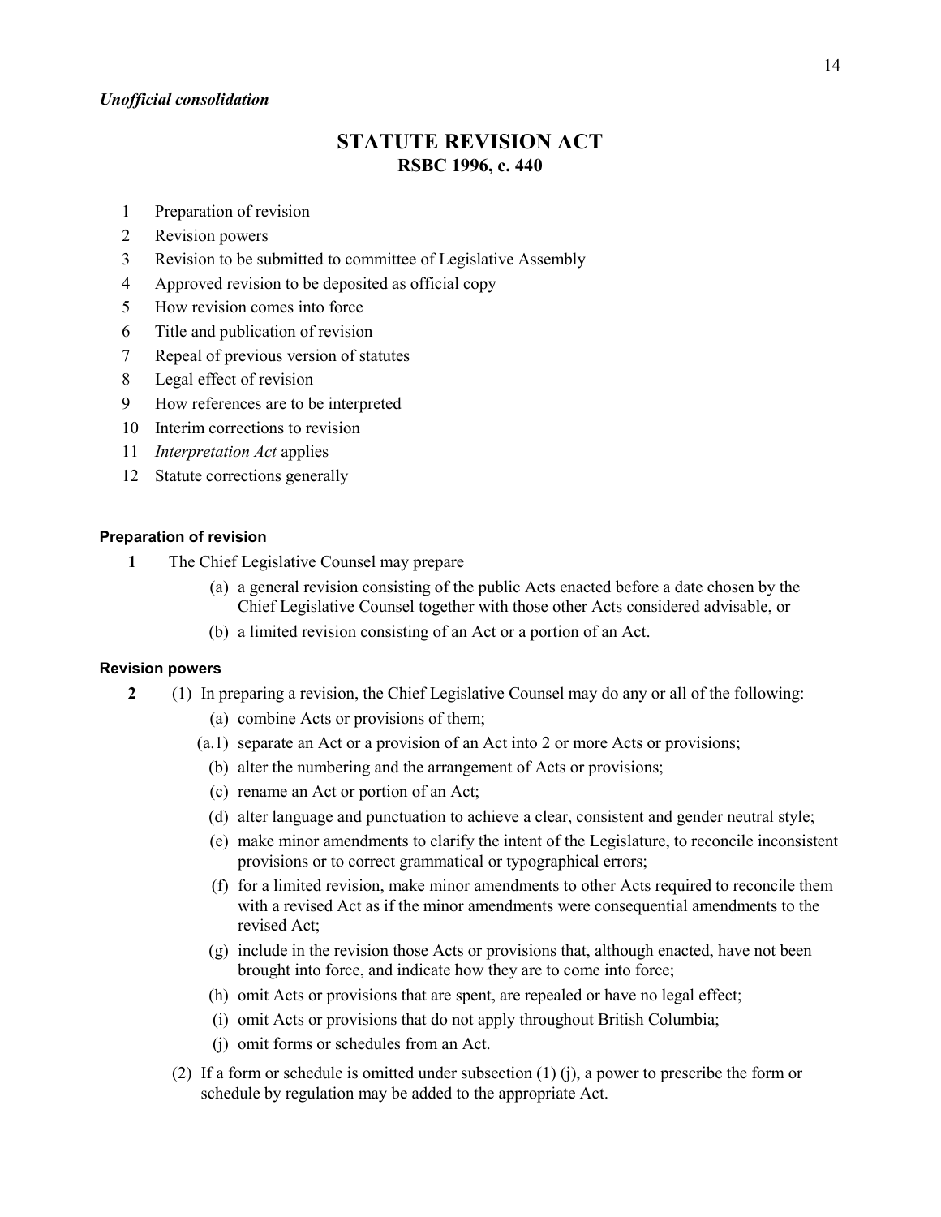*Unofficial consolidation*

# STATUTE REVISION ACT
## RSBC 1996, c. 440

1 Preparation of revision
2 Revision powers
3 Revision to be submitted to committee of Legislative Assembly
4 Approved revision to be deposited as official copy
5 How revision comes into force
6 Title and publication of revision
7 Repeal of previous version of statutes
8 Legal effect of revision
9 How references are to be interpreted
10 Interim corrections to revision
11 *Interpretation Act* applies
12 Statute corrections generally

#### Preparation of revision

**1** The Chief Legislative Counsel may prepare

(a) a general revision consisting of the public Acts enacted before a date chosen by the Chief Legislative Counsel together with those other Acts considered advisable, or

(b) a limited revision consisting of an Act or a portion of an Act.

#### Revision powers

**2** (1) In preparing a revision, the Chief Legislative Counsel may do any or all of the following:

(a) combine Acts or provisions of them;

(a.1) separate an Act or a provision of an Act into 2 or more Acts or provisions;

(b) alter the numbering and the arrangement of Acts or provisions;

(c) rename an Act or portion of an Act;

(d) alter language and punctuation to achieve a clear, consistent and gender neutral style;

(e) make minor amendments to clarify the intent of the Legislature, to reconcile inconsistent provisions or to correct grammatical or typographical errors;

(f) for a limited revision, make minor amendments to other Acts required to reconcile them with a revised Act as if the minor amendments were consequential amendments to the revised Act;

(g) include in the revision those Acts or provisions that, although enacted, have not been brought into force, and indicate how they are to come into force;

(h) omit Acts or provisions that are spent, are repealed or have no legal effect;

(i) omit Acts or provisions that do not apply throughout British Columbia;

(j) omit forms or schedules from an Act.

(2) If a form or schedule is omitted under subsection (1) (j), a power to prescribe the form or schedule by regulation may be added to the appropriate Act.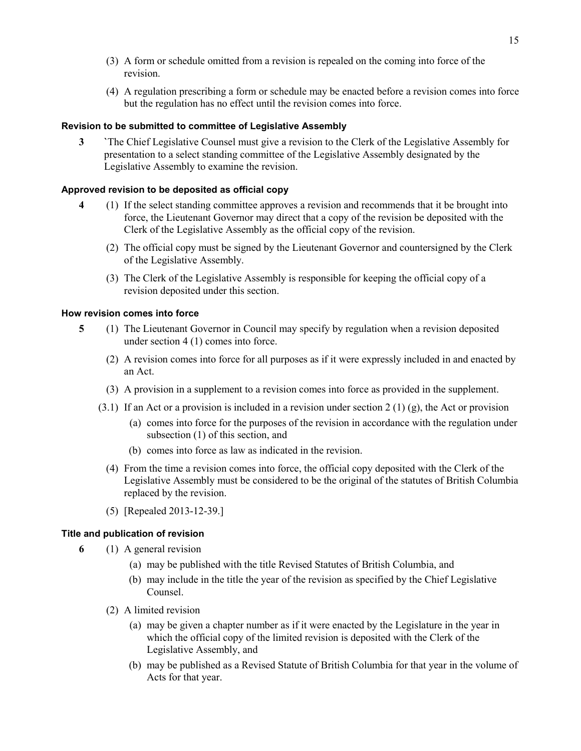(3) A form or schedule omitted from a revision is repealed on the coming into force of the revision.

(4) A regulation prescribing a form or schedule may be enacted before a revision comes into force but the regulation has no effect until the revision comes into force.

**Revision to be submitted to committee of Legislative Assembly**

**3** `The Chief Legislative Counsel must give a revision to the Clerk of the Legislative Assembly for presentation to a select standing committee of the Legislative Assembly designated by the Legislative Assembly to examine the revision.

**Approved revision to be deposited as official copy**

**4** (1) If the select standing committee approves a revision and recommends that it be brought into force, the Lieutenant Governor may direct that a copy of the revision be deposited with the Clerk of the Legislative Assembly as the official copy of the revision.

(2) The official copy must be signed by the Lieutenant Governor and countersigned by the Clerk of the Legislative Assembly.

(3) The Clerk of the Legislative Assembly is responsible for keeping the official copy of a revision deposited under this section.

**How revision comes into force**

**5** (1) The Lieutenant Governor in Council may specify by regulation when a revision deposited under section 4 (1) comes into force.

(2) A revision comes into force for all purposes as if it were expressly included in and enacted by an Act.

(3) A provision in a supplement to a revision comes into force as provided in the supplement.

(3.1) If an Act or a provision is included in a revision under section 2 (1) (g), the Act or provision

(a) comes into force for the purposes of the revision in accordance with the regulation under subsection (1) of this section, and

(b) comes into force as law as indicated in the revision.

(4) From the time a revision comes into force, the official copy deposited with the Clerk of the Legislative Assembly must be considered to be the original of the statutes of British Columbia replaced by the revision.

(5) [Repealed 2013-12-39.]

**Title and publication of revision**

**6** (1) A general revision

(a) may be published with the title Revised Statutes of British Columbia, and

(b) may include in the title the year of the revision as specified by the Chief Legislative Counsel.

(2) A limited revision

(a) may be given a chapter number as if it were enacted by the Legislature in the year in which the official copy of the limited revision is deposited with the Clerk of the Legislative Assembly, and

(b) may be published as a Revised Statute of British Columbia for that year in the volume of Acts for that year.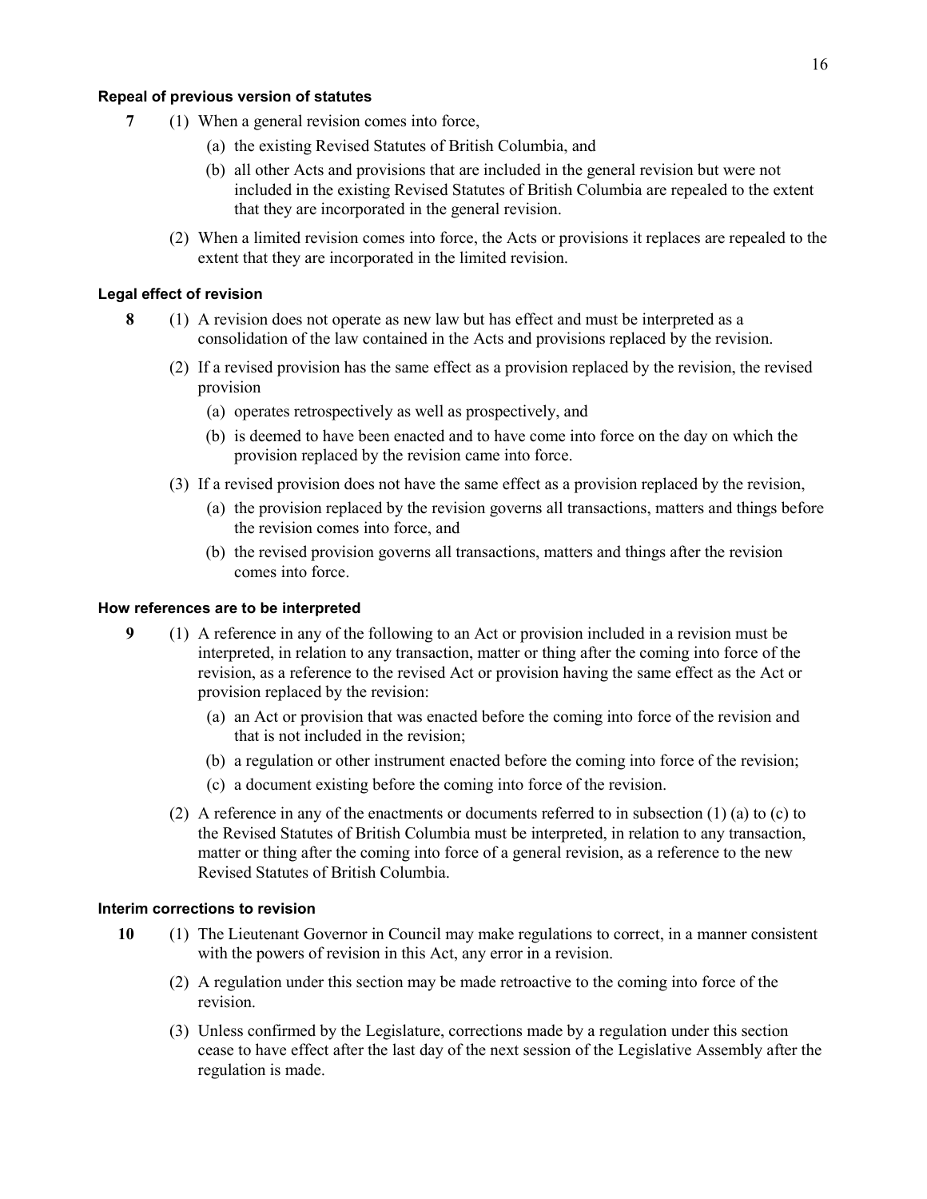**Repeal of previous version of statutes**

**7** (1) When a general revision comes into force,

(a) the existing Revised Statutes of British Columbia, and

(b) all other Acts and provisions that are included in the general revision but were not included in the existing Revised Statutes of British Columbia are repealed to the extent that they are incorporated in the general revision.

(2) When a limited revision comes into force, the Acts or provisions it replaces are repealed to the extent that they are incorporated in the limited revision.

**Legal effect of revision**

**8** (1) A revision does not operate as new law but has effect and must be interpreted as a consolidation of the law contained in the Acts and provisions replaced by the revision.

(2) If a revised provision has the same effect as a provision replaced by the revision, the revised provision

(a) operates retrospectively as well as prospectively, and

(b) is deemed to have been enacted and to have come into force on the day on which the provision replaced by the revision came into force.

(3) If a revised provision does not have the same effect as a provision replaced by the revision,

(a) the provision replaced by the revision governs all transactions, matters and things before the revision comes into force, and

(b) the revised provision governs all transactions, matters and things after the revision comes into force.

**How references are to be interpreted**

**9** (1) A reference in any of the following to an Act or provision included in a revision must be interpreted, in relation to any transaction, matter or thing after the coming into force of the revision, as a reference to the revised Act or provision having the same effect as the Act or provision replaced by the revision:

(a) an Act or provision that was enacted before the coming into force of the revision and that is not included in the revision;

(b) a regulation or other instrument enacted before the coming into force of the revision;

(c) a document existing before the coming into force of the revision.

(2) A reference in any of the enactments or documents referred to in subsection (1) (a) to (c) to the Revised Statutes of British Columbia must be interpreted, in relation to any transaction, matter or thing after the coming into force of a general revision, as a reference to the new Revised Statutes of British Columbia.

**Interim corrections to revision**

**10** (1) The Lieutenant Governor in Council may make regulations to correct, in a manner consistent with the powers of revision in this Act, any error in a revision.

(2) A regulation under this section may be made retroactive to the coming into force of the revision.

(3) Unless confirmed by the Legislature, corrections made by a regulation under this section cease to have effect after the last day of the next session of the Legislative Assembly after the regulation is made.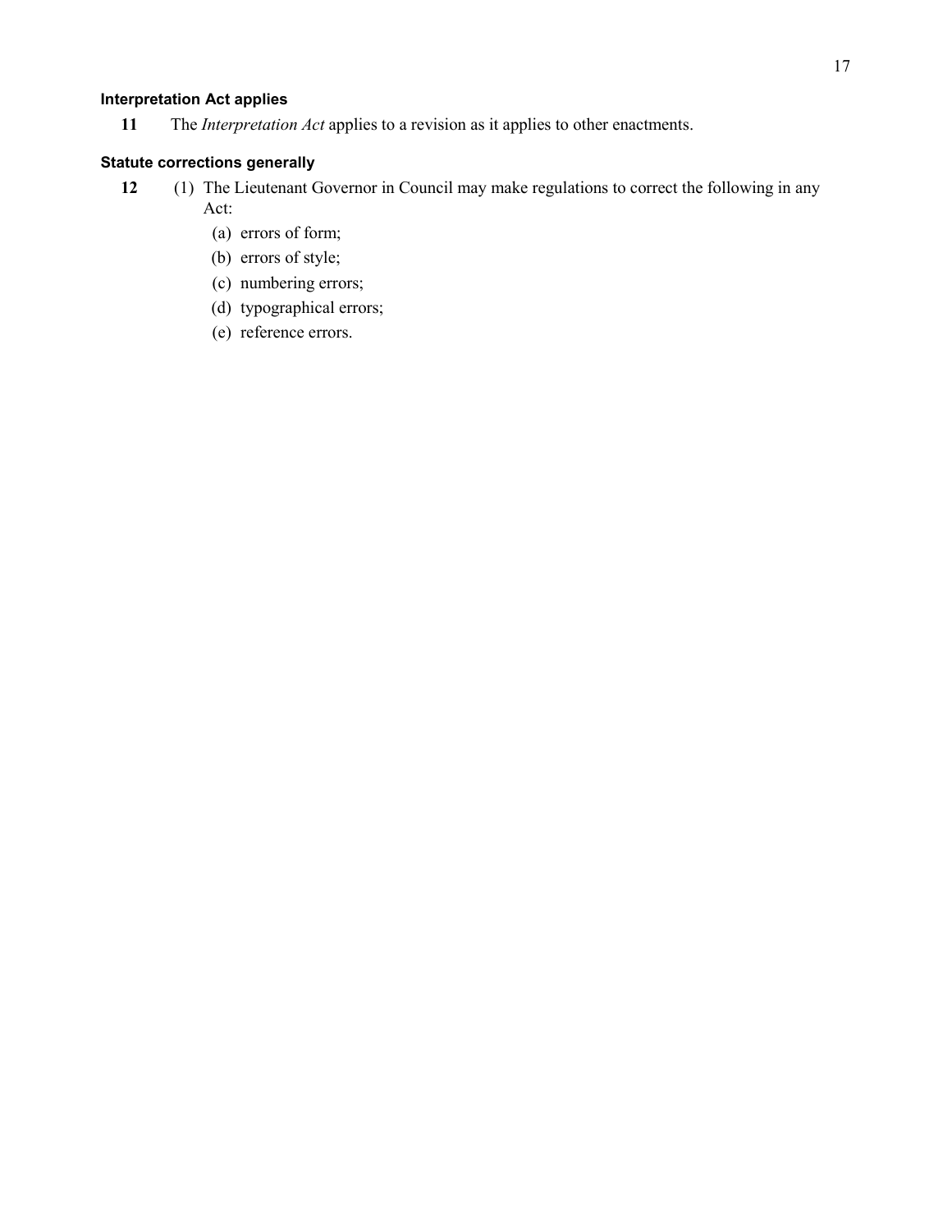**Interpretation Act applies**

**11** The *Interpretation Act* applies to a revision as it applies to other enactments.

**Statute corrections generally**

**12** (1) The Lieutenant Governor in Council may make regulations to correct the following in any Act:

(a) errors of form;

(b) errors of style;

(c) numbering errors;

(d) typographical errors;

(e) reference errors.